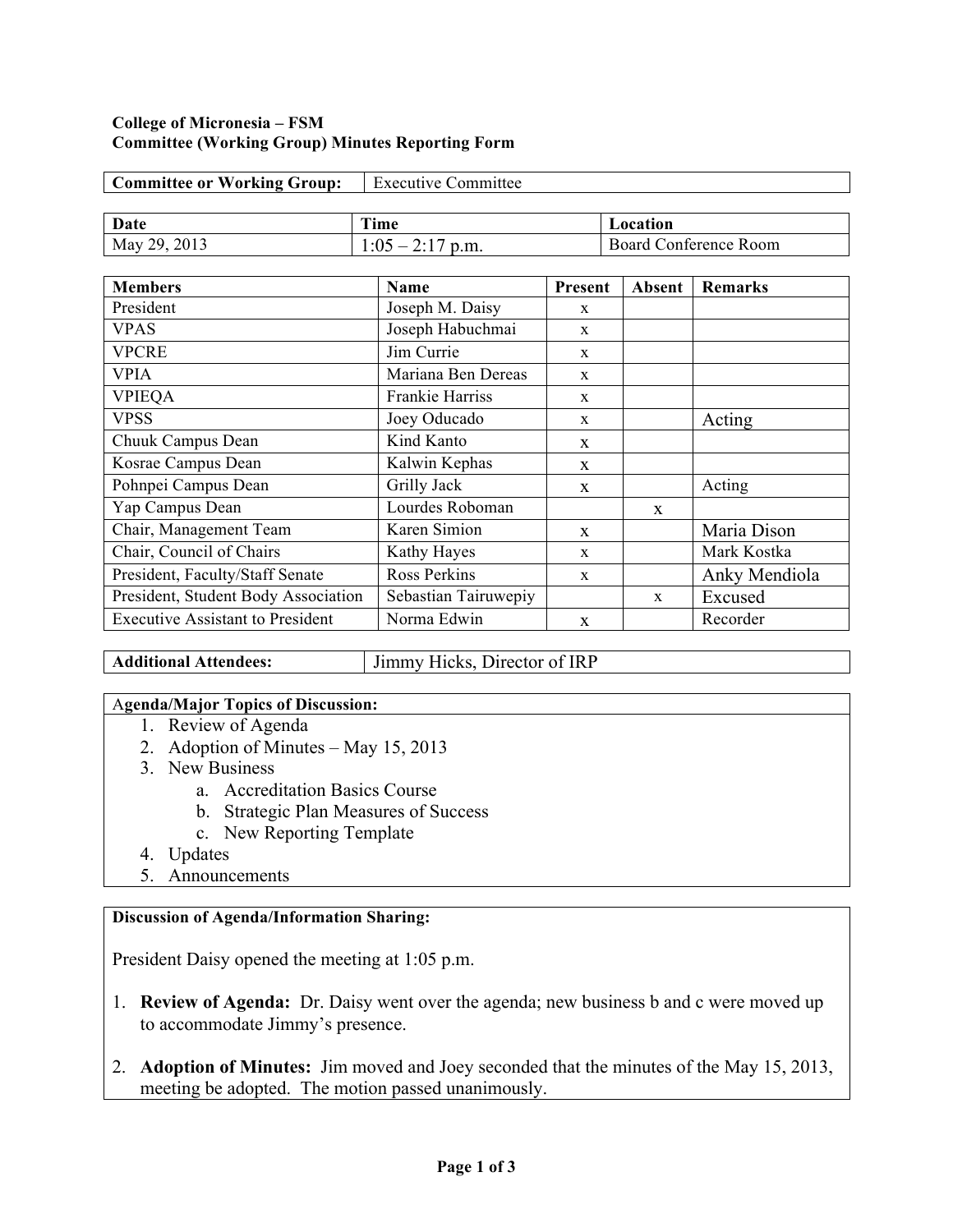**College of Micronesia – FSM**
**Committee (Working Group) Minutes Reporting Form**

| **Committee or Working Group:** | Executive Committee |
|---|---|

| **Date** | **Time** | **Location** |
|---|---|---|
| May 29, 2013 | 1:05 – 2:17 p.m. | Board Conference Room |

| **Members** | **Name** | **Present** | **Absent** | **Remarks** |
|---|---|---|---|---|
| President | Joseph M. Daisy | x | | |
| VPAS | Joseph Habuchmai | x | | |
| VPCRE | Jim Currie | x | | |
| VPIA | Mariana Ben Dereas | x | | |
| VPIEQA | Frankie Harriss | x | | |
| VPSS | Joey Oducado | x | | Acting |
| Chuuk Campus Dean | Kind Kanto | x | | |
| Kosrae Campus Dean | Kalwin Kephas | x | | |
| Pohnpei Campus Dean | Grilly Jack | x | | Acting |
| Yap Campus Dean | Lourdes Roboman | | x | |
| Chair, Management Team | Karen Simion | x | | Maria Dison |
| Chair, Council of Chairs | Kathy Hayes | x | | Mark Kostka |
| President, Faculty/Staff Senate | Ross Perkins | x | | Anky Mendiola |
| President, Student Body Association | Sebastian Tairuwepiy | | x | Excused |
| Executive Assistant to President | Norma Edwin | x | | Recorder |

| **Additional Attendees:** | Jimmy Hicks, Director of IRP |
|---|---|

**Agenda/Major Topics of Discussion:**

1. Review of Agenda
2. Adoption of Minutes – May 15, 2013
3. New Business
   a. Accreditation Basics Course
   b. Strategic Plan Measures of Success
   c. New Reporting Template
4. Updates
5. Announcements

**Discussion of Agenda/Information Sharing:**

President Daisy opened the meeting at 1:05 p.m.

1. **Review of Agenda:** Dr. Daisy went over the agenda; new business b and c were moved up to accommodate Jimmy's presence.

2. **Adoption of Minutes:** Jim moved and Joey seconded that the minutes of the May 15, 2013, meeting be adopted. The motion passed unanimously.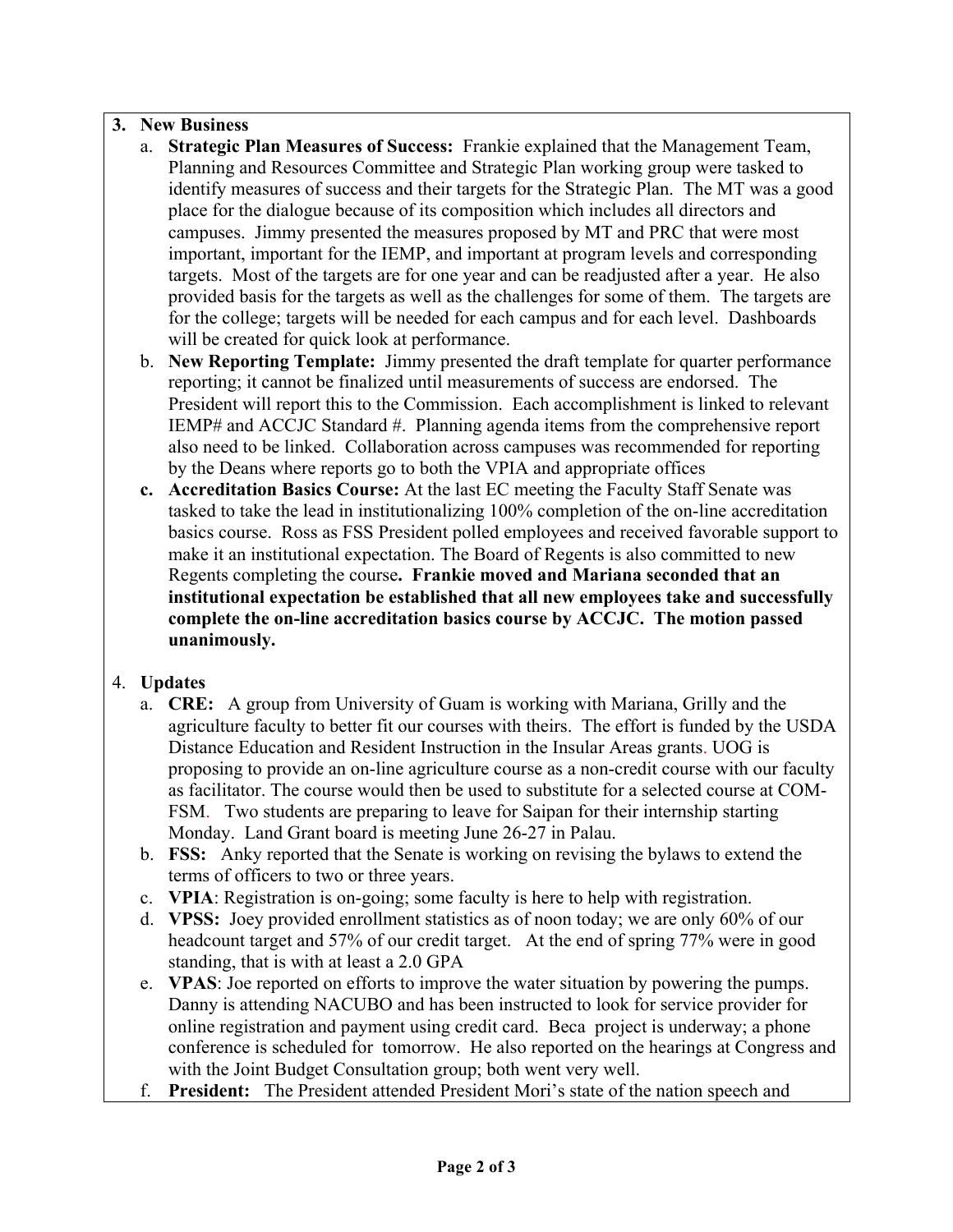3. **New Business**
   a. **Strategic Plan Measures of Success:** Frankie explained that the Management Team, Planning and Resources Committee and Strategic Plan working group were tasked to identify measures of success and their targets for the Strategic Plan. The MT was a good place for the dialogue because of its composition which includes all directors and campuses. Jimmy presented the measures proposed by MT and PRC that were most important, important for the IEMP, and important at program levels and corresponding targets. Most of the targets are for one year and can be readjusted after a year. He also provided basis for the targets as well as the challenges for some of them. The targets are for the college; targets will be needed for each campus and for each level. Dashboards will be created for quick look at performance.
   b. **New Reporting Template:** Jimmy presented the draft template for quarter performance reporting; it cannot be finalized until measurements of success are endorsed. The President will report this to the Commission. Each accomplishment is linked to relevant IEMP# and ACCJC Standard #. Planning agenda items from the comprehensive report also need to be linked. Collaboration across campuses was recommended for reporting by the Deans where reports go to both the VPIA and appropriate offices
   c. **Accreditation Basics Course:** At the last EC meeting the Faculty Staff Senate was tasked to take the lead in institutionalizing 100% completion of the on-line accreditation basics course. Ross as FSS President polled employees and received favorable support to make it an institutional expectation. The Board of Regents is also committed to new Regents completing the course**. Frankie moved and Mariana seconded that an institutional expectation be established that all new employees take and successfully complete the on-line accreditation basics course by ACCJC. The motion passed unanimously.**

4. **Updates**
   a. **CRE:** A group from University of Guam is working with Mariana, Grilly and the agriculture faculty to better fit our courses with theirs. The effort is funded by the USDA Distance Education and Resident Instruction in the Insular Areas grants. UOG is proposing to provide an on-line agriculture course as a non-credit course with our faculty as facilitator. The course would then be used to substitute for a selected course at COM-FSM. Two students are preparing to leave for Saipan for their internship starting Monday. Land Grant board is meeting June 26-27 in Palau.
   b. **FSS:** Anky reported that the Senate is working on revising the bylaws to extend the terms of officers to two or three years.
   c. **VPIA**: Registration is on-going; some faculty is here to help with registration.
   d. **VPSS:** Joey provided enrollment statistics as of noon today; we are only 60% of our headcount target and 57% of our credit target. At the end of spring 77% were in good standing, that is with at least a 2.0 GPA
   e. **VPAS**: Joe reported on efforts to improve the water situation by powering the pumps. Danny is attending NACUBO and has been instructed to look for service provider for online registration and payment using credit card. Beca project is underway; a phone conference is scheduled for tomorrow. He also reported on the hearings at Congress and with the Joint Budget Consultation group; both went very well.
   f. **President:** The President attended President Mori's state of the nation speech and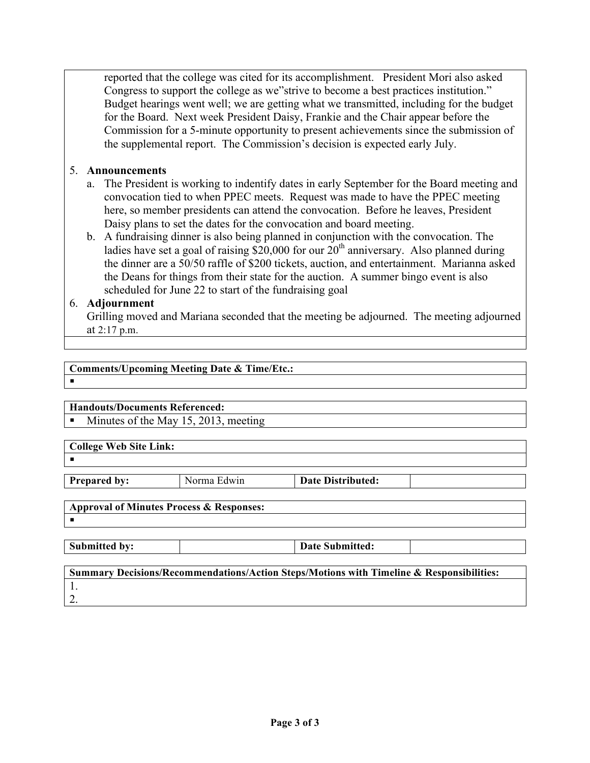reported that the college was cited for its accomplishment. President Mori also asked Congress to support the college as we"strive to become a best practices institution." Budget hearings went well; we are getting what we transmitted, including for the budget for the Board. Next week President Daisy, Frankie and the Chair appear before the Commission for a 5-minute opportunity to present achievements since the submission of the supplemental report. The Commission's decision is expected early July.

5. **Announcements**
   a. The President is working to indentify dates in early September for the Board meeting and convocation tied to when PPEC meets. Request was made to have the PPEC meeting here, so member presidents can attend the convocation. Before he leaves, President Daisy plans to set the dates for the convocation and board meeting.
   b. A fundraising dinner is also being planned in conjunction with the convocation. The ladies have set a goal of raising $20,000 for our 20th anniversary. Also planned during the dinner are a 50/50 raffle of $200 tickets, auction, and entertainment. Marianna asked the Deans for things from their state for the auction. A summer bingo event is also scheduled for June 22 to start of the fundraising goal
6. **Adjournment**
   Grilling moved and Mariana seconded that the meeting be adjourned. The meeting adjourned at 2:17 p.m.

**Comments/Upcoming Meeting Date & Time/Etc.:**

- 

**Handouts/Documents Referenced:**

- Minutes of the May 15, 2013, meeting

**College Web Site Link:**

- 

| **Prepared by:** | Norma Edwin | **Date Distributed:** | |
|---|---|---|---|

**Approval of Minutes Process & Responses:**

- 

| **Submitted by:** | | **Date Submitted:** | |
|---|---|---|---|

**Summary Decisions/Recommendations/Action Steps/Motions with Timeline & Responsibilities:**

1. 
2.